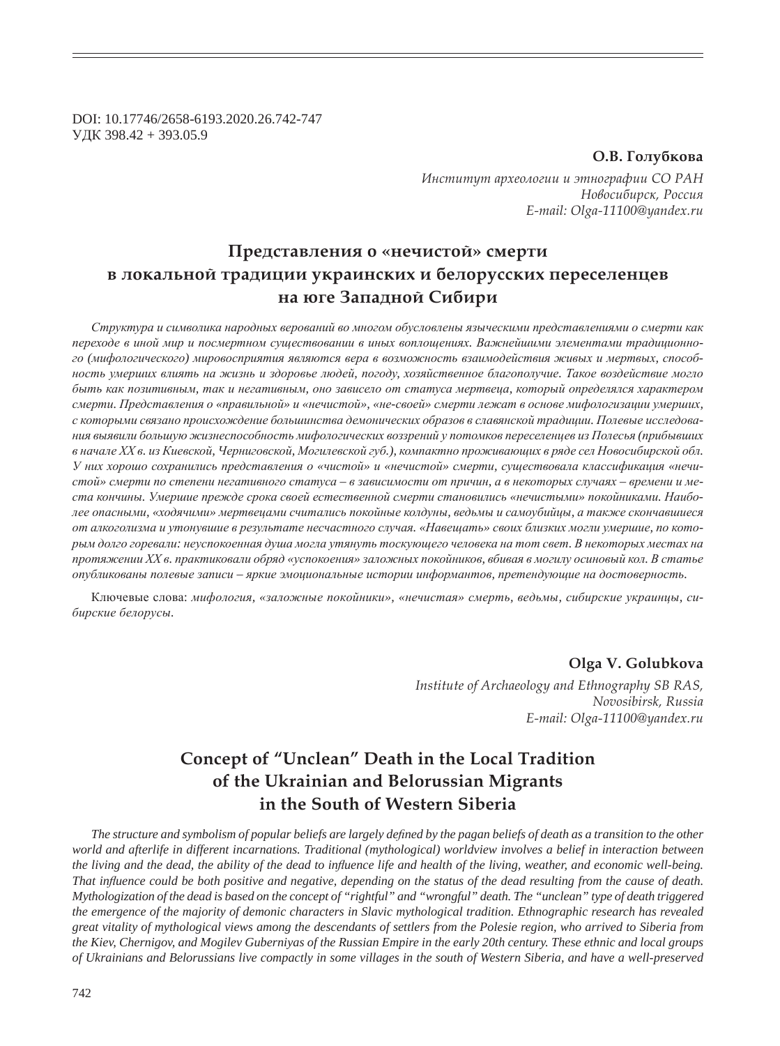DOI: 10.17746/2658-6193.2020.26.742-747
УДК 398.42 + 393.05.9

**О.В. Голубкова**

*Институт археологии и этнографии СО РАН*
*Новосибирск, Россия*
*E-mail: Olga-11100@yandex.ru*

# Представления о «нечистой» смерти в локальной традиции украинских и белорусских переселенцев на юге Западной Сибири

*Структура и символика народных верований во многом обусловлены языческими представлениями о смерти как переходе в иной мир и посмертном существовании в иных воплощениях. Важнейшими элементами традиционного (мифологического) мировосприятия являются вера в возможность взаимодействия живых и мертвых, способность умерших влиять на жизнь и здоровье людей, погоду, хозяйственное благополучие. Такое воздействие могло быть как позитивным, так и негативным, оно зависело от статуса мертвеца, который определялся характером смерти. Представления о «правильной» и «нечистой», «не-своей» смерти лежат в основе мифологизации умерших, с которыми связано происхождение большинства демонических образов в славянской традиции. Полевые исследования выявили большую жизнеспособность мифологических воззрений у потомков переселенцев из Полесья (прибывших в начале XX в. из Киевской, Черниговской, Могилевской губ.), компактно проживающих в ряде сел Новосибирской обл. У них хорошо сохранились представления о «чистой» и «нечистой» смерти, существовала классификация «нечистой» смерти по степени негативного статуса – в зависимости от причин, а в некоторых случаях – времени и места кончины. Умершие прежде срока своей естественной смерти становились «нечистыми» покойниками. Наиболее опасными, «ходячими» мертвецами считались покойные колдуны, ведьмы и самоубийцы, а также скончавшиеся от алкоголизма и утонувшие в результате несчастного случая. «Навещать» своих близких могли умершие, по которым долго горевали: неуспокоенная душа могла утянуть тоскующего человека на тот свет. В некоторых местах на протяжении XX в. практиковали обряд «успокоения» заложных покойников, вбивая в могилу осиновый кол. В статье опубликованы полевые записи – яркие эмоциональные истории информантов, претендующие на достоверность.*

Ключевые слова: *мифология, «заложные покойники», «нечистая» смерть, ведьмы, сибирские украинцы, сибирские белорусы.*

**Olga V. Golubkova**

*Institute of Archaeology and Ethnography SB RAS,*
*Novosibirsk, Russia*
*E-mail: Olga-11100@yandex.ru*

# Concept of "Unclean" Death in the Local Tradition of the Ukrainian and Belorussian Migrants in the South of Western Siberia

*The structure and symbolism of popular beliefs are largely defined by the pagan beliefs of death as a transition to the other world and afterlife in different incarnations. Traditional (mythological) worldview involves a belief in interaction between the living and the dead, the ability of the dead to influence life and health of the living, weather, and economic well-being. That influence could be both positive and negative, depending on the status of the dead resulting from the cause of death. Mythologization of the dead is based on the concept of "rightful" and "wrongful" death. The "unclean" type of death triggered the emergence of the majority of demonic characters in Slavic mythological tradition. Ethnographic research has revealed great vitality of mythological views among the descendants of settlers from the Polesie region, who arrived to Siberia from the Kiev, Chernigov, and Mogilev Guberniyas of the Russian Empire in the early 20th century. These ethnic and local groups of Ukrainians and Belorussians live compactly in some villages in the south of Western Siberia, and have a well-preserved*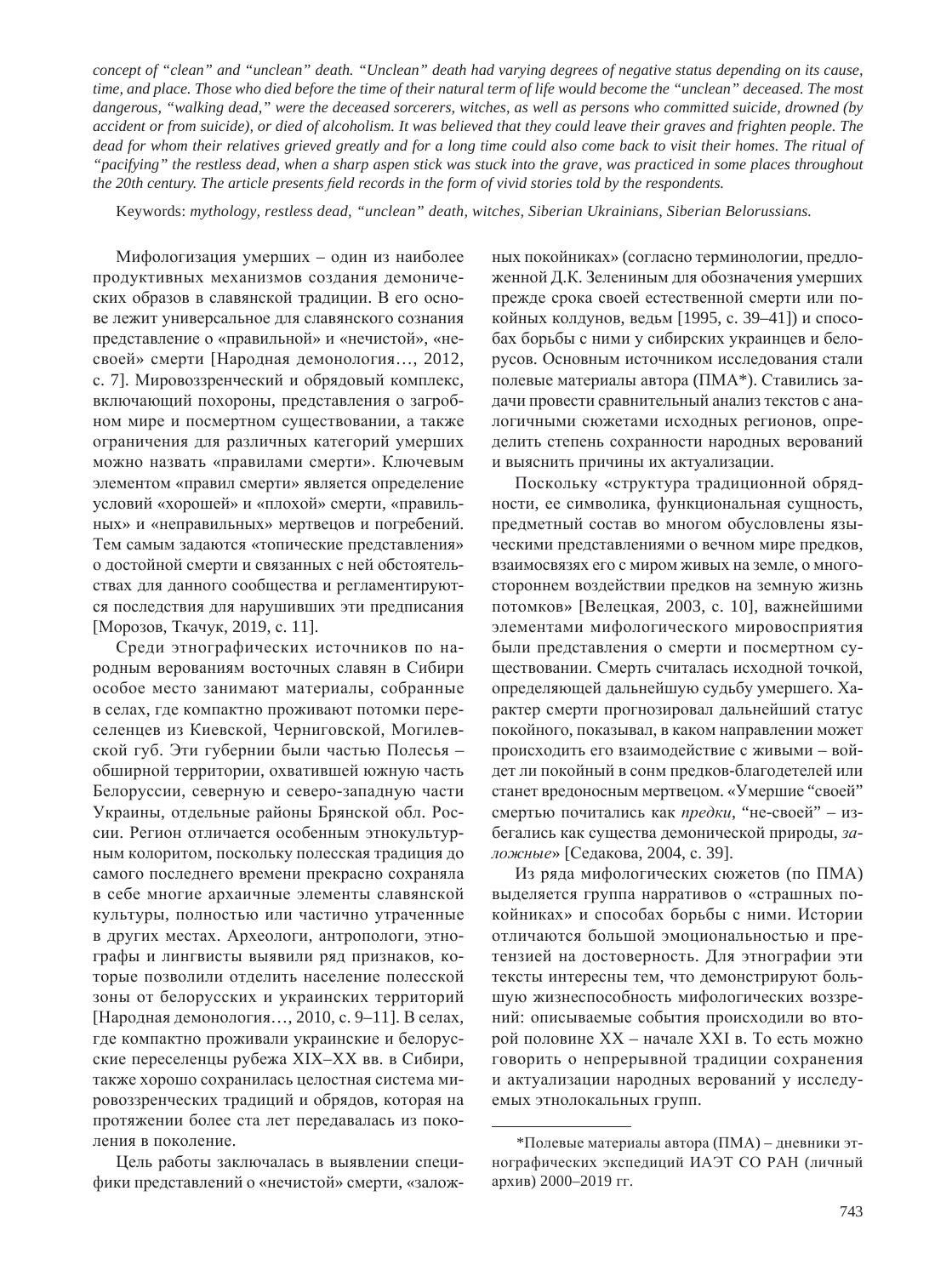*concept of "clean" and "unclean" death. "Unclean" death had varying degrees of negative status depending on its cause, time, and place. Those who died before the time of their natural term of life would become the "unclean" deceased. The most dangerous, "walking dead," were the deceased sorcerers, witches, as well as persons who committed suicide, drowned (by accident or from suicide), or died of alcoholism. It was believed that they could leave their graves and frighten people. The dead for whom their relatives grieved greatly and for a long time could also come back to visit their homes. The ritual of "pacifying" the restless dead, when a sharp aspen stick was stuck into the grave, was practiced in some places throughout the 20th century. The article presents field records in the form of vivid stories told by the respondents.*

Keywords: *mythology, restless dead, "unclean" death, witches, Siberian Ukrainians, Siberian Belorussians.*

Мифологизация умерших – один из наиболее продуктивных механизмов создания демонических образов в славянской традиции. В его основе лежит универсальное для славянского сознания представление о «правильной» и «нечистой», «несвоей» смерти [Народная демонология…, 2012, с. 7]. Мировоззренческий и обрядовый комплекс, включающий похороны, представления о загробном мире и посмертном существовании, а также ограничения для различных категорий умерших можно назвать «правилами смерти». Ключевым элементом «правил смерти» является определение условий «хорошей» и «плохой» смерти, «правильных» и «неправильных» мертвецов и погребений. Тем самым задаются «топические представления» о достойной смерти и связанных с ней обстоятельствах для данного сообщества и регламентируются последствия для нарушивших эти предписания [Морозов, Ткачук, 2019, с. 11].

Среди этнографических источников по народным верованиям восточных славян в Сибири особое место занимают материалы, собранные в селах, где компактно проживают потомки переселенцев из Киевской, Черниговской, Могилевской губ. Эти губернии были частью Полесья – обширной территории, охватившей южную часть Белоруссии, северную и северо-западную части Украины, отдельные районы Брянской обл. России. Регион отличается особенным этнокультурным колоритом, поскольку полесская традиция до самого последнего времени прекрасно сохраняла в себе многие архаичные элементы славянской культуры, полностью или частично утраченные в других местах. Археологи, антропологи, этнографы и лингвисты выявили ряд признаков, которые позволили отделить население полесской зоны от белорусских и украинских территорий [Народная демонология…, 2010, с. 9–11]. В селах, где компактно проживали украинские и белорусские переселенцы рубежа XIX–XX вв. в Сибири, также хорошо сохранилась целостная система мировоззренческих традиций и обрядов, которая на протяжении более ста лет передавалась из поколения в поколение.

Цель работы заключалась в выявлении специфики представлений о «нечистой» смерти, «заложных покойниках» (согласно терминологии, предложенной Д.К. Зелениным для обозначения умерших прежде срока своей естественной смерти или покойных колдунов, ведьм [1995, с. 39–41]) и способах борьбы с ними у сибирских украинцев и белорусов. Основным источником исследования стали полевые материалы автора (ПМА*). Ставились задачи провести сравнительный анализ текстов с аналогичными сюжетами исходных регионов, определить степень сохранности народных верований и выяснить причины их актуализации.

Поскольку «структура традиционной обрядности, ее символика, функциональная сущность, предметный состав во многом обусловлены языческими представлениями о вечном мире предков, взаимосвязях его с миром живых на земле, о многостороннем воздействии предков на земную жизнь потомков» [Велецкая, 2003, с. 10], важнейшими элементами мифологического мировосприятия были представления о смерти и посмертном существовании. Смерть считалась исходной точкой, определяющей дальнейшую судьбу умершего. Характер смерти прогнозировал дальнейший статус покойного, показывал, в каком направлении может происходить его взаимодействие с живыми – войдет ли покойный в сонм предков-благодетелей или станет вредоносным мертвецом. «Умершие "своей" смертью почитались как *предки*, "не-своей" – избегались как существа демонической природы, *заложные*» [Седакова, 2004, с. 39].

Из ряда мифологических сюжетов (по ПМА) выделяется группа нарративов о «страшных покойниках» и способах борьбы с ними. Истории отличаются большой эмоциональностью и претензией на достоверность. Для этнографии эти тексты интересны тем, что демонстрируют большую жизнеспособность мифологических воззрений: описываемые события происходили во второй половине XX – начале XXI в. То есть можно говорить о непрерывной традиции сохранения и актуализации народных верований у исследуемых этнолокальных групп.

---

*Полевые материалы автора (ПМА) – дневники этнографических экспедиций ИАЭТ СО РАН (личный архив) 2000–2019 гг.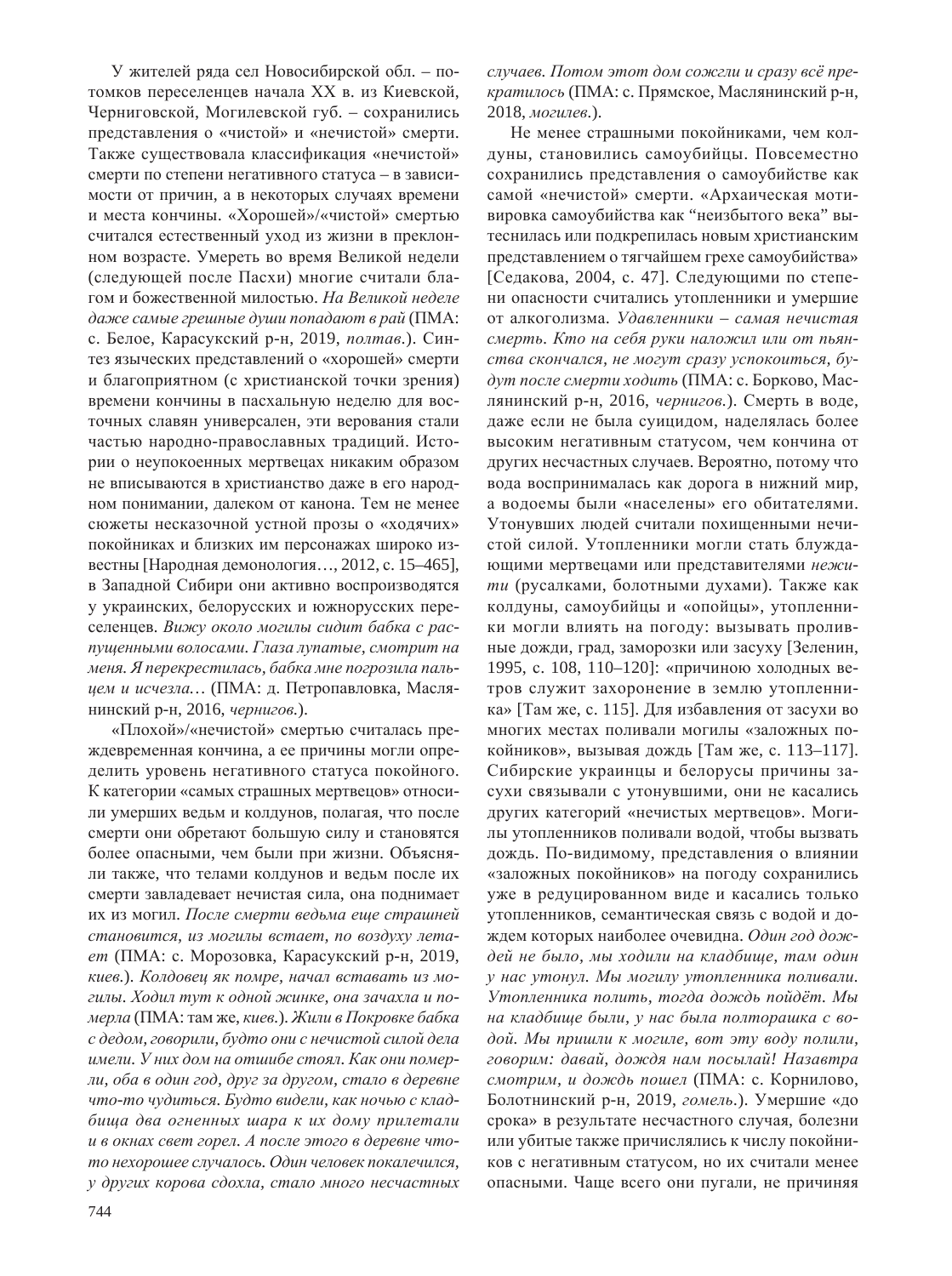У жителей ряда сел Новосибирской обл. – потомков переселенцев начала XX в. из Киевской, Черниговской, Могилевской губ. – сохранились представления о «чистой» и «нечистой» смерти. Также существовала классификация «нечистой» смерти по степени негативного статуса – в зависимости от причин, а в некоторых случаях времени и места кончины. «Хорошей»/«чистой» смертью считался естественный уход из жизни в преклонном возрасте. Умереть во время Великой недели (следующей после Пасхи) многие считали благом и божественной милостью. *На Великой неделе даже самые грешные души попадают в рай* (ПМА: с. Белое, Карасукский р-н, 2019, *полтав.*). Синтез языческих представлений о «хорошей» смерти и благоприятном (с христианской точки зрения) времени кончины в пасхальную неделю для восточных славян универсален, эти верования стали частью народно-православных традиций. Истории о неупокоенных мертвецах никаким образом не вписываются в христианство даже в его народном понимании, далеком от канона. Тем не менее сюжеты несказочной устной прозы о «ходячих» покойниках и близких им персонажах широко известны [Народная демонология…, 2012, с. 15–465], в Западной Сибири они активно воспроизводятся у украинских, белорусских и южнорусских переселенцев. *Вижу около могилы сидит бабка с распущенными волосами. Глаза лупатые, смотрит на меня. Я перекрестилась, бабка мне погрозила пальцем и исчезла…* (ПМА: д. Петропавловка, Маслянинский р-н, 2016, *чернигов.*).

«Плохой»/«нечистой» смертью считалась преждевременная кончина, а ее причины могли определить уровень негативного статуса покойного. К категории «самых страшных мертвецов» относили умерших ведьм и колдунов, полагая, что после смерти они обретают большую силу и становятся более опасными, чем были при жизни. Объясняли также, что телами колдунов и ведьм после их смерти завладевает нечистая сила, она поднимает их из могил. *После смерти ведьма еще страшней становится, из могилы встает, по воздуху летает* (ПМА: с. Морозовка, Карасукский р-н, 2019, *киев.*). *Колдовец як помре, начал вставать из могилы. Ходил тут к одной жинке, она зачахла и померла* (ПМА: там же, *киев.*). *Жили в Покровке бабка с дедом, говорили, будто они с нечистой силой дела имели. У них дом на отшибе стоял. Как они померли, оба в один год, друг за другом, стало в деревне что-то чудиться. Будто видели, как ночью с кладбища два огненных шара к их дому прилетали и в окнах свет горел. А после этого в деревне что-то нехорошее случалось. Один человек покалечился, у других корова сдохла, стало много несчастных случаев. Потом этот дом сожгли и сразу всё прекратилось* (ПМА: с. Прямское, Маслянинский р-н, 2018, *могилев.*).

Не менее страшными покойниками, чем колдуны, становились самоубийцы. Повсеместно сохранились представления о самоубийстве как самой «нечистой» смерти. «Архаическая мотивировка самоубийства как “неизбытого века” вытеснилась или подкрепилась новым христианским представлением о тягчайшем грехе самоубийства» [Седакова, 2004, с. 47]. Следующими по степени опасности считались утопленники и умершие от алкоголизма. *Удавленники – самая нечистая смерть. Кто на себя руки наложил или от пьянства скончался, не могут сразу успокоиться, будут после смерти ходить* (ПМА: с. Борково, Маслянинский р-н, 2016, *чернигов.*). Смерть в воде, даже если не была суицидом, наделялась более высоким негативным статусом, чем кончина от других несчастных случаев. Вероятно, потому что вода воспринималась как дорога в нижний мир, а водоемы были «населены» его обитателями. Утонувших людей считали похищенными нечистой силой. Утопленники могли стать блуждающими мертвецами или представителями *нежити* (русалками, болотными духами). Также как колдуны, самоубийцы и «опойцы», утопленники могли влиять на погоду: вызывать проливные дожди, град, заморозки или засуху [Зеленин, 1995, с. 108, 110–120]: «причиною холодных ветров служит захоронение в землю утопленника» [Там же, с. 115]. Для избавления от засухи во многих местах поливали могилы «заложных покойников», вызывая дождь [Там же, с. 113–117]. Сибирские украинцы и белорусы причины засухи связывали с утонувшими, они не касались других категорий «нечистых мертвецов». Могилы утопленников поливали водой, чтобы вызвать дождь. По-видимому, представления о влиянии «заложных покойников» на погоду сохранились уже в редуцированном виде и касались только утопленников, семантическая связь с водой и дождем которых наиболее очевидна. *Один год дождей не было, мы ходили на кладбище, там один у нас утонул. Мы могилу утопленника поливали. Утопленника полить, тогда дождь пойдёт. Мы на кладбище были, у нас была полторашка с водой. Мы пришли к могиле, вот эту воду полили, говорим: давай, дождя нам посылай! Назавтра смотрим, и дождь пошел* (ПМА: с. Корнилово, Болотнинский р-н, 2019, *гомель.*). Умершие «до срока» в результате несчастного случая, болезни или убитые также причислялись к числу покойников с негативным статусом, но их считали менее опасными. Чаще всего они пугали, не причиняя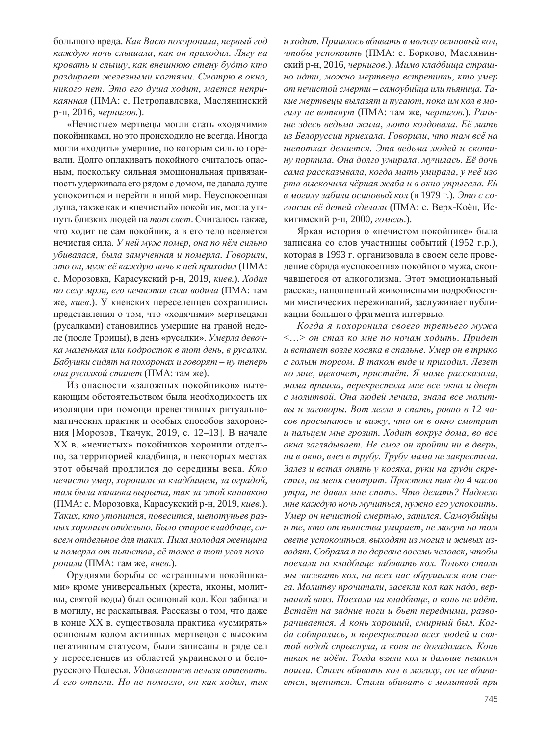большого вреда. *Как Васю похоронила, первый год каждую ночь слышала, как он приходил. Лягу на кровать и слышу, как внешнюю стену будто кто раздирает железными когтями. Смотрю в окно, никого нет. Это его душа ходит, мается неприкаянная* (ПМА: с. Петропавловка, Маслянинский р-н, 2016, *чернигов.*).

«Нечистые» мертвецы могли стать «ходячими» покойниками, но это происходило не всегда. Иногда могли «ходить» умершие, по которым сильно горевали. Долго оплакивать покойного считалось опасным, поскольку сильная эмоциональная привязанность удерживала его рядом с домом, не давала душе успокоиться и перейти в иной мир. Неуспокоенная душа, также как и «нечистый» покойник, могла утянуть близких людей на *тот свет*. Считалось также, что ходит не сам покойник, а в его тело вселяется нечистая сила. *У ней муж помер, она по нём сильно убивалася, была замученная и померла. Говорили, это он, муж её каждую ночь к ней приходил* (ПМА: с. Морозовка, Карасукский р-н, 2019, *киев.*). *Ходил по селу мрэц, его нечистая сила водила* (ПМА: там же, *киев.*). У киевских переселенцев сохранились представления о том, что «ходячими» мертвецами (русалками) становились умершие на граной неделе (после Троицы), в день «русалки». *Умерла девочка маленькая или подросток в тот день, в русалки. Бабушки сидят на похоронах и говорят – ну теперь она русалкой станет* (ПМА: там же).

Из опасности «заложных покойников» вытекающим обстоятельством была необходимость их изоляции при помощи превентивных ритуально-магических практик и особых способов захоронения [Морозов, Ткачук, 2019, с. 12–13]. В начале XX в. «нечистых» покойников хоронили отдельно, за территорией кладбища, в некоторых местах этот обычай продлился до середины века. *Кто нечисто умер, хоронили за кладбищем, за оградой, там была канавка вырыта, так за этой канавкою* (ПМА: с. Морозовка, Карасукский р-н, 2019, *киев.*). *Таких, кто утопится, повесится, шепотуньев разных хоронили отдельно. Было старое кладбище, совсем отдельное для таких. Пила молодая женщина и померла от пьянства, её тоже в тот угол похоронили* (ПМА: там же, *киев.*).

Орудиями борьбы со «страшными покойниками» кроме универсальных (креста, иконы, молитвы, святой воды) был осиновый кол. Кол забивали в могилу, не раскапывая. Рассказы о том, что даже в конце XX в. существовала практика «усмирять» осиновым колом активных мертвецов с высоким негативным статусом, были записаны в ряде сел у переселенцев из областей украинского и белорусского Полесья. *Удавленников нельзя отпевать. А его отпели. Но не помогло, он как ходил, так и ходит. Пришлось вбивать в могилу осиновый кол, чтобы успокоить* (ПМА: с. Борково, Маслянинский р-н, 2016, *чернигов.*). *Мимо кладбища страшно идти, можно мертвеца встретить, кто умер от нечистой смерти – самоубийца или пьяница. Такие мертвецы вылазят и пугают, пока им кол в могилу не воткнут* (ПМА: там же, *чернигов.*). *Раньше здесь ведьма жила, люто колдовала. Её мать из Белоруссии приехала. Говорили, что там всё на шепотках делается. Эта ведьма людей и скотину портила. Она долго умирала, мучилась. Её дочь сама рассказывала, когда мать умирала, у неё изо рта выскочила чёрная жаба и в окно упрыгала. Ей в могилу забили осиновый кол* (в 1979 г.). *Это с согласия её детей сделали* (ПМА: с. Верх-Коён, Искитимский р-н, 2000, *гомель.*).

Яркая история о «нечистом покойнике» была записана со слов участницы событий (1952 г.р.), которая в 1993 г. организовала в своем селе проведение обряда «успокоения» покойного мужа, скончавшегося от алкоголизма. Этот эмоциональный рассказ, наполненный живописными подробностями мистических переживаний, заслуживает публикации большого фрагмента интервью.

*Когда я похоронила своего третьего мужа <…> он стал ко мне по ночам ходить. Придет и встанет возле косяка в спальне. Умер он в трико с голым торсом. В таком виде и приходил. Лезет ко мне, щекочет, пристаёт. Я маме рассказала, мама пришла, перекрестила мне все окна и двери с молитвой. Она людей лечила, знала все молитвы и заговоры. Вот легла я спать, ровно в 12 часов просыпаюсь и вижу, что он в окно смотрит и пальцем мне грозит. Ходит вокруг дома, во все окна заглядывает. Не смог он пройти ни в дверь, ни в окно, влез в трубу. Трубу мама не закрестила. Залез и встал опять у косяка, руки на груди скрестил, на меня смотрит. Простоял так до 4 часов утра, не давал мне спать. Что делать? Надоело мне каждую ночь мучиться, нужно его успокоить. Умер он нечистой смертью, запился. Самоубийцы и те, кто от пьянства умирает, не могут на том свете успокоиться, выходят из могил и живых изводят. Собрала я по деревне восемь человек, чтобы поехали на кладбище забивать кол. Только стали мы засекать кол, на всех нас обрушился ком снега. Молитву прочитали, засекли кол как надо, вершиной вниз. Поехали на кладбище, а конь не идёт. Встаёт на задние ноги и бьет передними, разворачивается. А конь хороший, смирный был. Когда собирались, я перекрестила всех людей и святой водой спрыснула, а коня не догадалась. Конь никак не идёт. Тогда взяли кол и дальше пешком пошли. Стали вбивать кол в могилу, он не вбивается, щепится. Стали вбивать с молитвой при*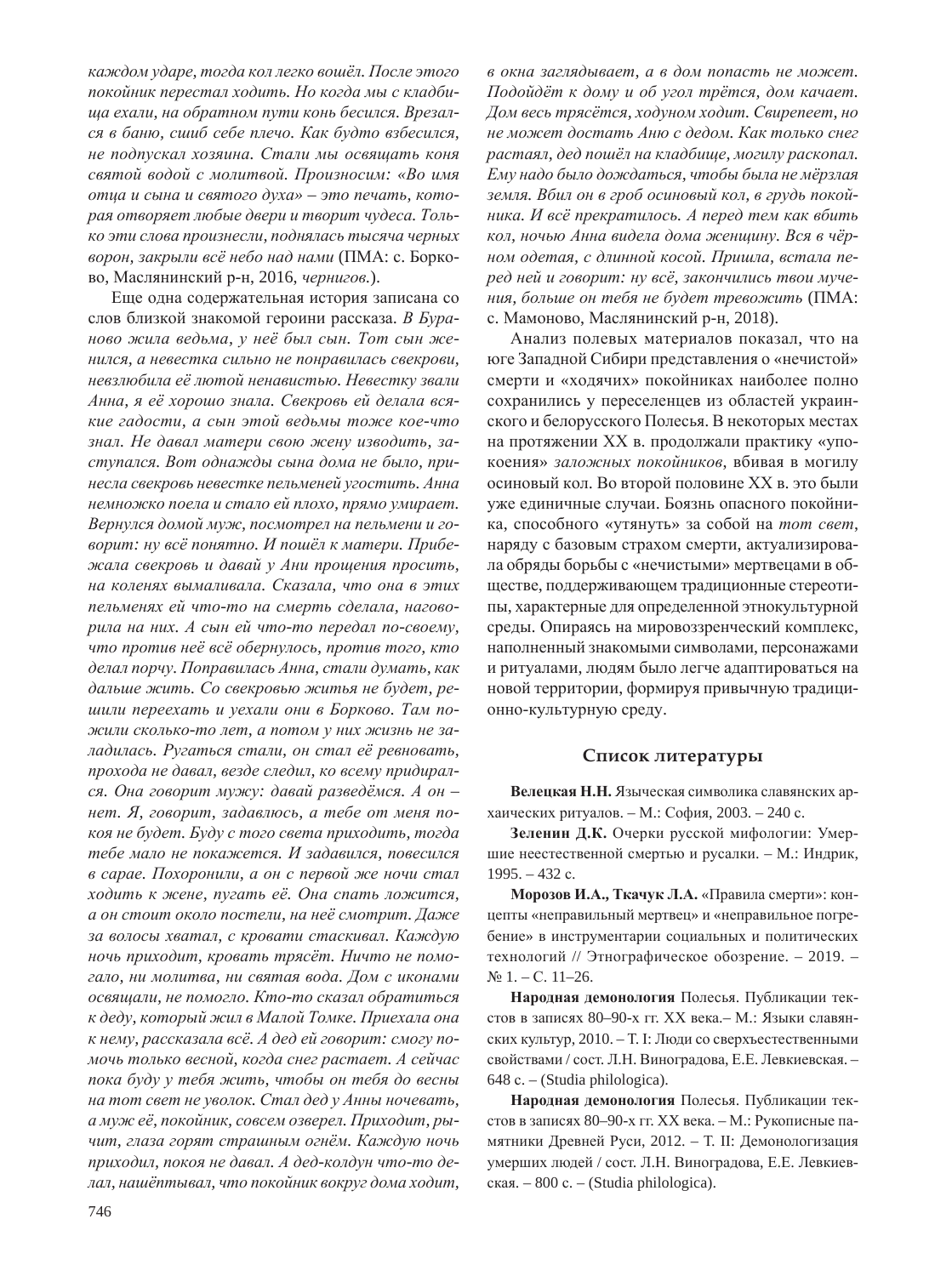*каждом ударе, тогда кол легко вошёл. После этого покойник перестал ходить. Но когда мы с кладбища ехали, на обратном пути конь бесился. Врезался в баню, сшиб себе плечо. Как будто взбесился, не подпускал хозяина. Стали мы освящать коня святой водой с молитвой. Произносим: «Во имя отца и сына и святого духа» – это печать, которая отворяет любые двери и творит чудеса. Только эти слова произнесли, поднялась тысяча черных ворон, закрыли всё небо над нами* (ПМА: с. Борково, Маслянинский р-н, 2016, *чернигов.*).

Еще одна содержательная история записана со слов близкой знакомой героини рассказа. *В Буранове жила ведьма, у неё был сын. Тот сын женился, а невестка сильно не понравилась свекрови, невзлюбила её лютой ненавистью. Невестку звали Анна, я её хорошо знала. Свекровь ей делала всякие гадости, а сын этой ведьмы тоже кое-что знал. Не давал матери свою жену изводить, заступался. Вот однажды сына дома не было, принесла свекровь невестке пельменей угостить. Анна немножко поела и стало ей плохо, прямо умирает. Вернулся домой муж, посмотрел на пельмени и говорит: ну всё понятно. И пошёл к матери. Прибежала свекровь и давай у Ани прощения просить, на коленях вымаливала. Сказала, что она в этих пельменях ей что-то на смерть сделала, наговорила на них. А сын ей что-то передал по-своему, что против неё всё обернулось, против того, кто делал порчу. Поправилась Анна, стали думать, как дальше жить. Со свекровью житья не будет, решили переехать и уехали они в Борково. Там пожили сколько-то лет, а потом у них жизнь не заладилась. Ругаться стали, он стал её ревновать, прохода не давал, везде следил, ко всему придирался. Она говорит мужу: давай разведёмся. А он – нет. Я, говорит, задавлюсь, а тебе от меня покоя не будет. Буду с того света приходить, тогда тебе мало не покажется. И задавился, повесился в сарае. Похоронили, а он с первой же ночи стал ходить к жене, пугать её. Она спать ложится, а он стоит около постели, на неё смотрит. Даже за волосы хватал, с кровати стаскивал. Каждую ночь приходит, кровать трясёт. Ничто не помогало, ни молитва, ни святая вода. Дом с иконами освящали, не помогло. Кто-то сказал обратиться к деду, который жил в Малой Томке. Приехала она к нему, рассказала всё. А дед ей говорит: смогу помочь только весной, когда снег растает. А сейчас пока буду у тебя жить, чтобы он тебя до весны на тот свет не уволок. Стал дед у Анны ночевать, а муж её, покойник, совсем озверел. Приходит, рычит, глаза горят страшным огнём. Каждую ночь приходил, покоя не давал. А дед-колдун что-то делал, нашёптывал, что покойник вокруг дома ходит, в окна заглядывает, а в дом попасть не может. Подойдёт к дому и об угол трётся, дом качает. Дом весь трясётся, ходуном ходит. Свирепеет, но не может достать Аню с дедом. Как только снег растаял, дед пошёл на кладбище, могилу раскопал. Ему надо было дождаться, чтобы была не мёрзлая земля. Вбил он в гроб осиновый кол, в грудь покойника. И всё прекратилось. А перед тем как вбить кол, ночью Анна видела дома женщину. Вся в чёрном одетая, с длинной косой. Пришла, встала перед ней и говорит: ну всё, закончились твои мучения, больше он тебя не будет тревожить* (ПМА: с. Мамоново, Маслянинский р-н, 2018).

Анализ полевых материалов показал, что на юге Западной Сибири представления о «нечистой» смерти и «ходячих» покойниках наиболее полно сохранились у переселенцев из областей украинского и белорусского Полесья. В некоторых местах на протяжении XX в. продолжали практику «упокоения» *заложных покойников*, вбивая в могилу осиновый кол. Во второй половине XX в. это были уже единичные случаи. Боязнь опасного покойника, способного «утянуть» за собой на *тот свет*, наряду с базовым страхом смерти, актуализировала обряды борьбы с «нечистыми» мертвецами в обществе, поддерживающем традиционные стереотипы, характерные для определенной этнокультурной среды. Опираясь на мировоззренческий комплекс, наполненный знакомыми символами, персонажами и ритуалами, людям было легче адаптироваться на новой территории, формируя привычную традиционно-культурную среду.

## Список литературы

**Велецкая Н.Н.** Языческая символика славянских архаических ритуалов. – М.: София, 2003. – 240 с.

**Зеленин Д.К.** Очерки русской мифологии: Умершие неестественной смертью и русалки. – М.: Индрик, 1995. – 432 с.

**Морозов И.А., Ткачук Л.А.** «Правила смерти»: концепты «неправильный мертвец» и «неправильное погребение» в инструментарии социальных и политических технологий // Этнографическое обозрение. – 2019. – № 1. – С. 11–26.

**Народная демонология** Полесья. Публикации текстов в записях 80–90-х гг. XX века.– М.: Языки славянских культур, 2010. – Т. I: Люди со сверхъестественными свойствами / сост. Л.Н. Виноградова, Е.Е. Левкиевская. – 648 с. – (Studia philologica).

**Народная демонология** Полесья. Публикации текстов в записях 80–90-х гг. XX века. – М.: Рукописные памятники Древней Руси, 2012. – Т. II: Демонологизация умерших людей / сост. Л.Н. Виноградова, Е.Е. Левкиевская. – 800 с. – (Studia philologica).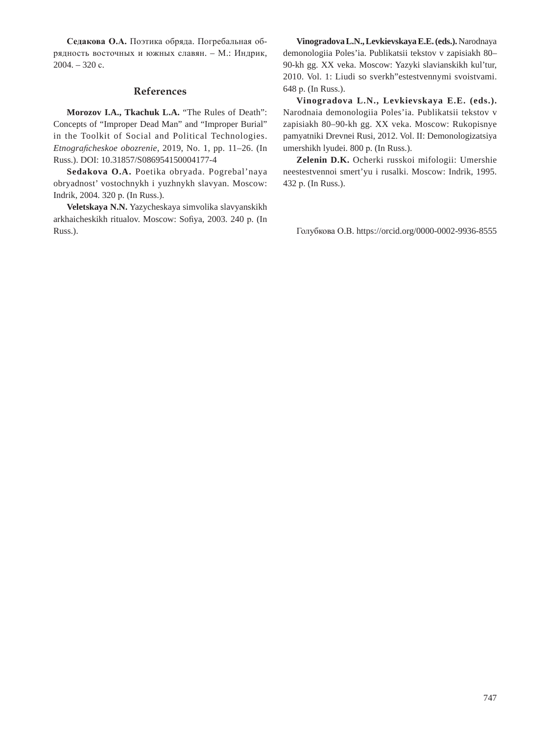**Седакова О.А.** Поэтика обряда. Погребальная обрядность восточных и южных славян. – М.: Индрик, 2004. – 320 с.

## References

**Morozov I.A., Tkachuk L.A.** “The Rules of Death”: Concepts of “Improper Dead Man” and “Improper Burial” in the Toolkit of Social and Political Technologies. *Etnograficheskoe obozrenie*, 2019, No. 1, pp. 11–26. (In Russ.). DOI: 10.31857/S086954150004177-4

**Sedakova O.A.** Poetika obryada. Pogrebal’naya obryadnost’ vostochnykh i yuzhnykh slavyan. Moscow: Indrik, 2004. 320 p. (In Russ.).

**Veletskaya N.N.** Yazycheskaya simvolika slavyanskikh arkhaicheskikh ritualov. Moscow: Sofiya, 2003. 240 p. (In Russ.).

**Vinogradova L.N., Levkievskaya E.E. (eds.).** Narodnaya demonologiia Poles’ia. Publikatsii tekstov v zapisiakh 80–90-kh gg. XX veka. Moscow: Yazyki slavianskikh kul’tur, 2010. Vol. 1: Liudi so sverkh”estestvennymi svoistvami. 648 p. (In Russ.).

**Vinogradova L.N., Levkievskaya E.E. (eds.).** Narodnaia demonologiia Poles’ia. Publikatsii tekstov v zapisiakh 80–90-kh gg. XX veka. Moscow: Rukopisnye pamyatniki Drevnei Rusi, 2012. Vol. II: Demonologizatsiya umershikh lyudei. 800 p. (In Russ.).

**Zelenin D.K.** Ocherki russkoi mifologii: Umershie neestestvennoi smert’yu i rusalki. Moscow: Indrik, 1995. 432 p. (In Russ.).

Голубкова О.В. https://orcid.org/0000-0002-9936-8555